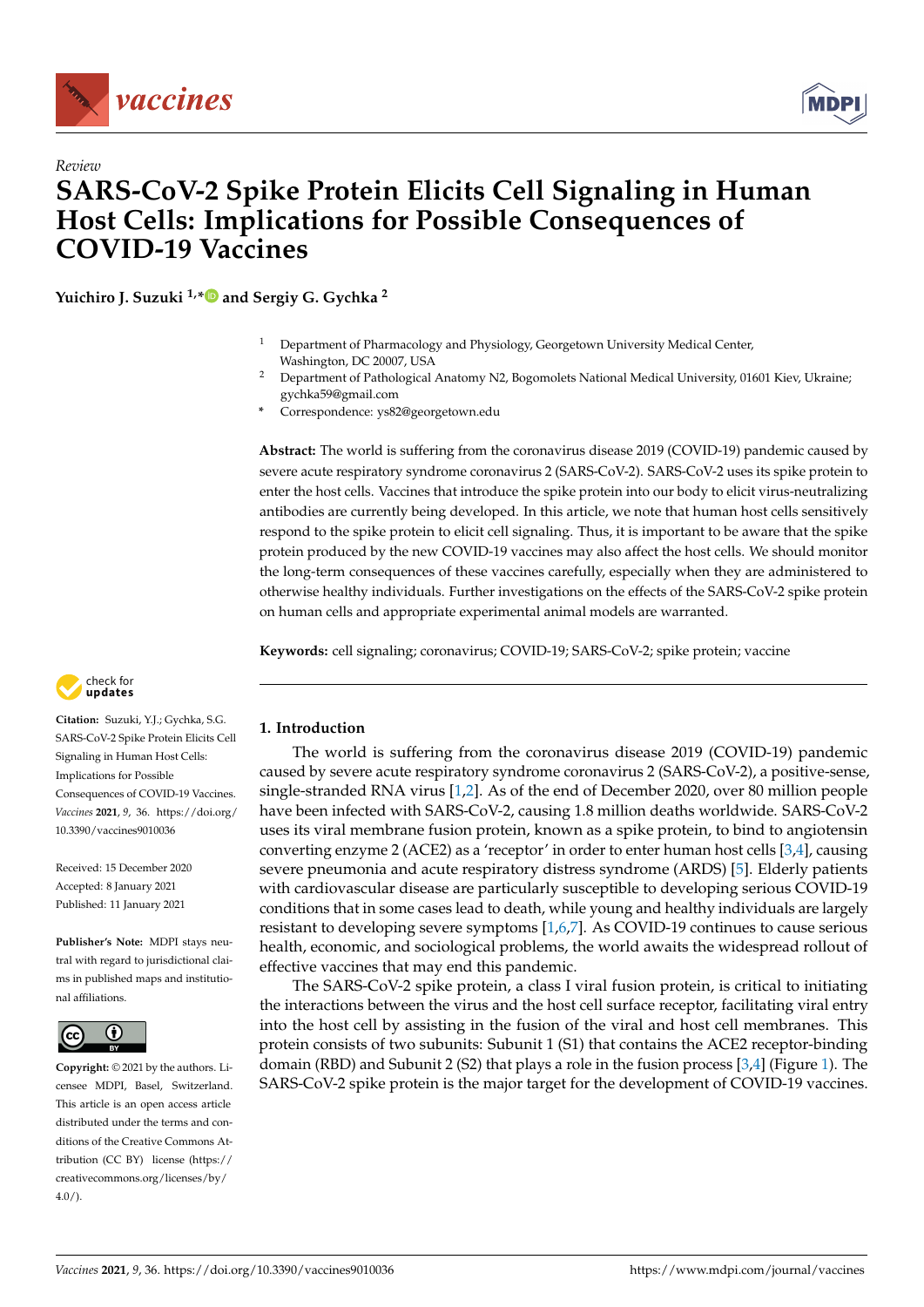*Review*

# SARS-CoV-2 Spike Protein Elicits Cell Signaling in Human Host Cells: Implications for Possible Consequences of COVID-19 Vaccines

**Yuichiro J. Suzuki [1,*] and Sergiy G. Gychka [2]**

[1] Department of Pharmacology and Physiology, Georgetown University Medical Center, Washington, DC 20007, USA

[2] Department of Pathological Anatomy N2, Bogomolets National Medical University, 01601 Kiev, Ukraine; gychka59@gmail.com

\* Correspondence: ys82@georgetown.edu

**Abstract:** The world is suffering from the coronavirus disease 2019 (COVID-19) pandemic caused by severe acute respiratory syndrome coronavirus 2 (SARS-CoV-2). SARS-CoV-2 uses its spike protein to enter the host cells. Vaccines that introduce the spike protein into our body to elicit virus-neutralizing antibodies are currently being developed. In this article, we note that human host cells sensitively respond to the spike protein to elicit cell signaling. Thus, it is important to be aware that the spike protein produced by the new COVID-19 vaccines may also affect the host cells. We should monitor the long-term consequences of these vaccines carefully, especially when they are administered to otherwise healthy individuals. Further investigations on the effects of the SARS-CoV-2 spike protein on human cells and appropriate experimental animal models are warranted.

**Keywords:** cell signaling; coronavirus; COVID-19; SARS-CoV-2; spike protein; vaccine

**Citation:** Suzuki, Y.J.; Gychka, S.G. SARS-CoV-2 Spike Protein Elicits Cell Signaling in Human Host Cells: Implications for Possible Consequences of COVID-19 Vaccines. *Vaccines* **2021**, *9*, 36. https://doi.org/10.3390/vaccines9010036

Received: 15 December 2020
Accepted: 8 January 2021
Published: 11 January 2021

**Publisher's Note:** MDPI stays neutral with regard to jurisdictional claims in published maps and institutional affiliations.

**Copyright:** © 2021 by the authors. Licensee MDPI, Basel, Switzerland. This article is an open access article distributed under the terms and conditions of the Creative Commons Attribution (CC BY) license (https://creativecommons.org/licenses/by/4.0/).

## 1. Introduction

The world is suffering from the coronavirus disease 2019 (COVID-19) pandemic caused by severe acute respiratory syndrome coronavirus 2 (SARS-CoV-2), a positive-sense, single-stranded RNA virus [1,2]. As of the end of December 2020, over 80 million people have been infected with SARS-CoV-2, causing 1.8 million deaths worldwide. SARS-CoV-2 uses its viral membrane fusion protein, known as a spike protein, to bind to angiotensin converting enzyme 2 (ACE2) as a 'receptor' in order to enter human host cells [3,4], causing severe pneumonia and acute respiratory distress syndrome (ARDS) [5]. Elderly patients with cardiovascular disease are particularly susceptible to developing serious COVID-19 conditions that in some cases lead to death, while young and healthy individuals are largely resistant to developing severe symptoms [1,6,7]. As COVID-19 continues to cause serious health, economic, and sociological problems, the world awaits the widespread rollout of effective vaccines that may end this pandemic.

The SARS-CoV-2 spike protein, a class I viral fusion protein, is critical to initiating the interactions between the virus and the host cell surface receptor, facilitating viral entry into the host cell by assisting in the fusion of the viral and host cell membranes. This protein consists of two subunits: Subunit 1 (S1) that contains the ACE2 receptor-binding domain (RBD) and Subunit 2 (S2) that plays a role in the fusion process [3,4] (Figure 1). The SARS-CoV-2 spike protein is the major target for the development of COVID-19 vaccines.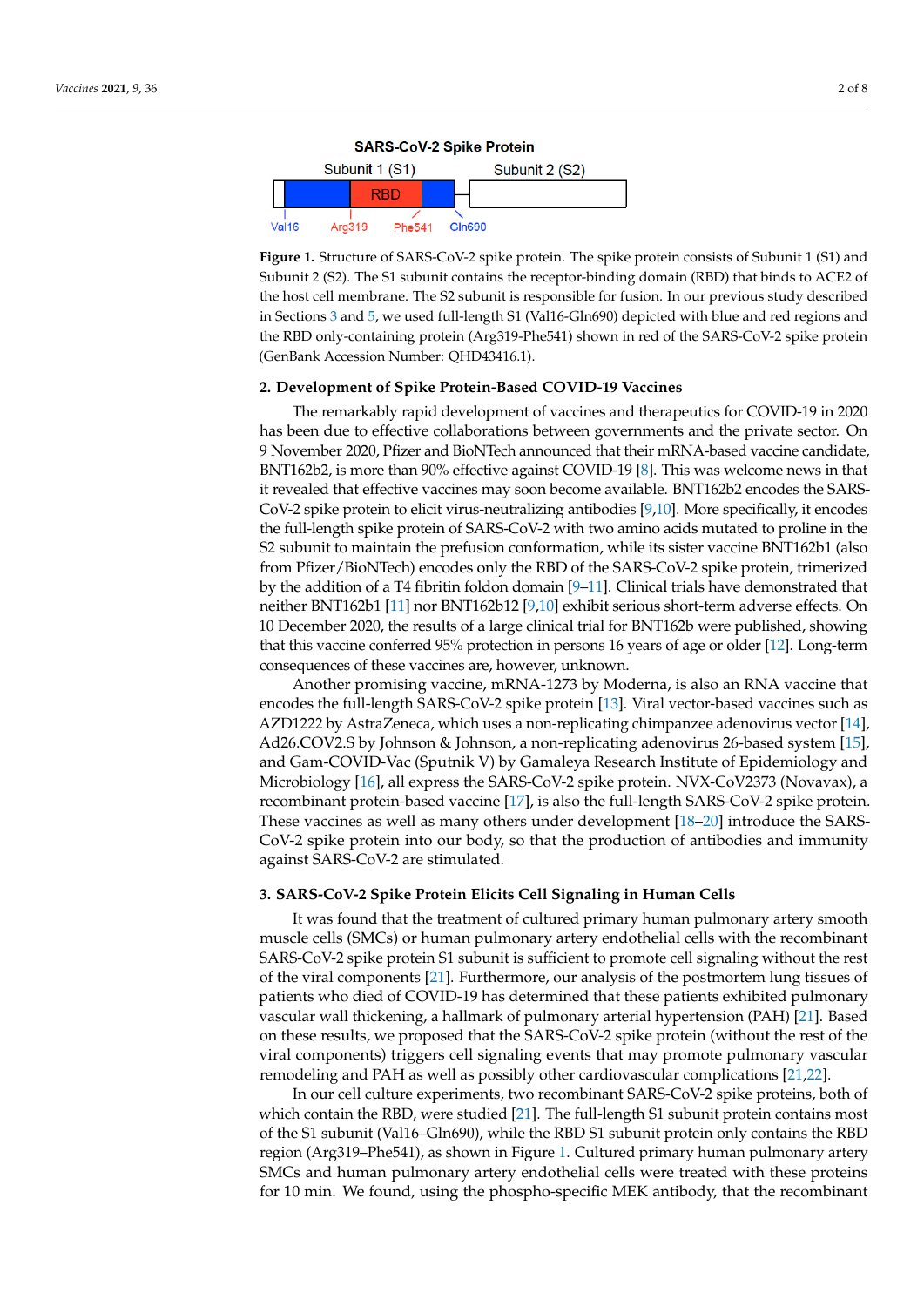**Figure 1.** Structure of SARS-CoV-2 spike protein. The spike protein consists of Subunit 1 (S1) and Subunit 2 (S2). The S1 subunit contains the receptor-binding domain (RBD) that binds to ACE2 of the host cell membrane. The S2 subunit is responsible for fusion. In our previous study described in Sections 3 and 5, we used full-length S1 (Val16-Gln690) depicted with blue and red regions and the RBD only-containing protein (Arg319-Phe541) shown in red of the SARS-CoV-2 spike protein (GenBank Accession Number: QHD43416.1).

## 2. Development of Spike Protein-Based COVID-19 Vaccines

The remarkably rapid development of vaccines and therapeutics for COVID-19 in 2020 has been due to effective collaborations between governments and the private sector. On 9 November 2020, Pfizer and BioNTech announced that their mRNA-based vaccine candidate, BNT162b2, is more than 90% effective against COVID-19 [8]. This was welcome news in that it revealed that effective vaccines may soon become available. BNT162b2 encodes the SARS-CoV-2 spike protein to elicit virus-neutralizing antibodies [9,10]. More specifically, it encodes the full-length spike protein of SARS-CoV-2 with two amino acids mutated to proline in the S2 subunit to maintain the prefusion conformation, while its sister vaccine BNT162b1 (also from Pfizer/BioNTech) encodes only the RBD of the SARS-CoV-2 spike protein, trimerized by the addition of a T4 fibritin foldon domain [9–11]. Clinical trials have demonstrated that neither BNT162b1 [11] nor BNT162b12 [9,10] exhibit serious short-term adverse effects. On 10 December 2020, the results of a large clinical trial for BNT162b were published, showing that this vaccine conferred 95% protection in persons 16 years of age or older [12]. Long-term consequences of these vaccines are, however, unknown.

Another promising vaccine, mRNA-1273 by Moderna, is also an RNA vaccine that encodes the full-length SARS-CoV-2 spike protein [13]. Viral vector-based vaccines such as AZD1222 by AstraZeneca, which uses a non-replicating chimpanzee adenovirus vector [14], Ad26.COV2.S by Johnson & Johnson, a non-replicating adenovirus 26-based system [15], and Gam-COVID-Vac (Sputnik V) by Gamaleya Research Institute of Epidemiology and Microbiology [16], all express the SARS-CoV-2 spike protein. NVX-CoV2373 (Novavax), a recombinant protein-based vaccine [17], is also the full-length SARS-CoV-2 spike protein. These vaccines as well as many others under development [18–20] introduce the SARS-CoV-2 spike protein into our body, so that the production of antibodies and immunity against SARS-CoV-2 are stimulated.

## 3. SARS-CoV-2 Spike Protein Elicits Cell Signaling in Human Cells

It was found that the treatment of cultured primary human pulmonary artery smooth muscle cells (SMCs) or human pulmonary artery endothelial cells with the recombinant SARS-CoV-2 spike protein S1 subunit is sufficient to promote cell signaling without the rest of the viral components [21]. Furthermore, our analysis of the postmortem lung tissues of patients who died of COVID-19 has determined that these patients exhibited pulmonary vascular wall thickening, a hallmark of pulmonary arterial hypertension (PAH) [21]. Based on these results, we proposed that the SARS-CoV-2 spike protein (without the rest of the viral components) triggers cell signaling events that may promote pulmonary vascular remodeling and PAH as well as possibly other cardiovascular complications [21,22].

In our cell culture experiments, two recombinant SARS-CoV-2 spike proteins, both of which contain the RBD, were studied [21]. The full-length S1 subunit protein contains most of the S1 subunit (Val16–Gln690), while the RBD S1 subunit protein only contains the RBD region (Arg319–Phe541), as shown in Figure 1. Cultured primary human pulmonary artery SMCs and human pulmonary artery endothelial cells were treated with these proteins for 10 min. We found, using the phospho-specific MEK antibody, that the recombinant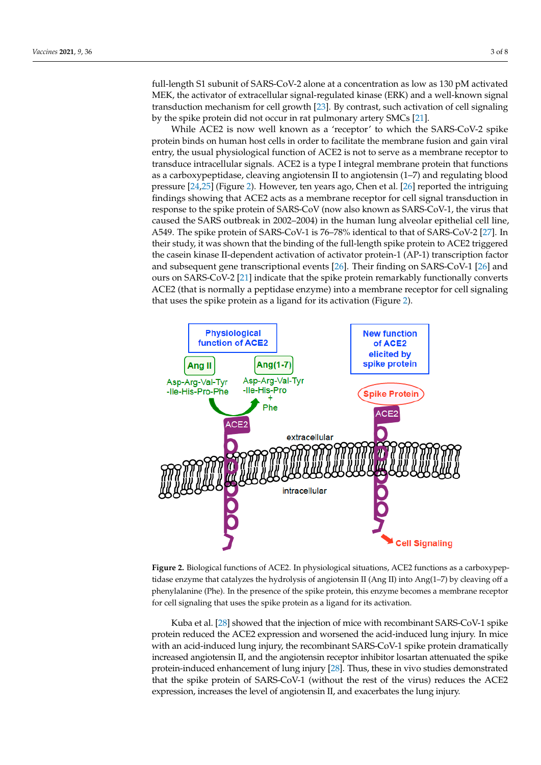full-length S1 subunit of SARS-CoV-2 alone at a concentration as low as 130 pM activated MEK, the activator of extracellular signal-regulated kinase (ERK) and a well-known signal transduction mechanism for cell growth [23]. By contrast, such activation of cell signaling by the spike protein did not occur in rat pulmonary artery SMCs [21].

While ACE2 is now well known as a 'receptor' to which the SARS-CoV-2 spike protein binds on human host cells in order to facilitate the membrane fusion and gain viral entry, the usual physiological function of ACE2 is not to serve as a membrane receptor to transduce intracellular signals. ACE2 is a type I integral membrane protein that functions as a carboxypeptidase, cleaving angiotensin II to angiotensin (1–7) and regulating blood pressure [24,25] (Figure 2). However, ten years ago, Chen et al. [26] reported the intriguing findings showing that ACE2 acts as a membrane receptor for cell signal transduction in response to the spike protein of SARS-CoV (now also known as SARS-CoV-1, the virus that caused the SARS outbreak in 2002–2004) in the human lung alveolar epithelial cell line, A549. The spike protein of SARS-CoV-1 is 76–78% identical to that of SARS-CoV-2 [27]. In their study, it was shown that the binding of the full-length spike protein to ACE2 triggered the casein kinase II-dependent activation of activator protein-1 (AP-1) transcription factor and subsequent gene transcriptional events [26]. Their finding on SARS-CoV-1 [26] and ours on SARS-CoV-2 [21] indicate that the spike protein remarkably functionally converts ACE2 (that is normally a peptidase enzyme) into a membrane receptor for cell signaling that uses the spike protein as a ligand for its activation (Figure 2).

**Figure 2.** Biological functions of ACE2. In physiological situations, ACE2 functions as a carboxypeptidase enzyme that catalyzes the hydrolysis of angiotensin II (Ang II) into Ang(1–7) by cleaving off a phenylalanine (Phe). In the presence of the spike protein, this enzyme becomes a membrane receptor for cell signaling that uses the spike protein as a ligand for its activation.

Kuba et al. [28] showed that the injection of mice with recombinant SARS-CoV-1 spike protein reduced the ACE2 expression and worsened the acid-induced lung injury. In mice with an acid-induced lung injury, the recombinant SARS-CoV-1 spike protein dramatically increased angiotensin II, and the angiotensin receptor inhibitor losartan attenuated the spike protein-induced enhancement of lung injury [28]. Thus, these in vivo studies demonstrated that the spike protein of SARS-CoV-1 (without the rest of the virus) reduces the ACE2 expression, increases the level of angiotensin II, and exacerbates the lung injury.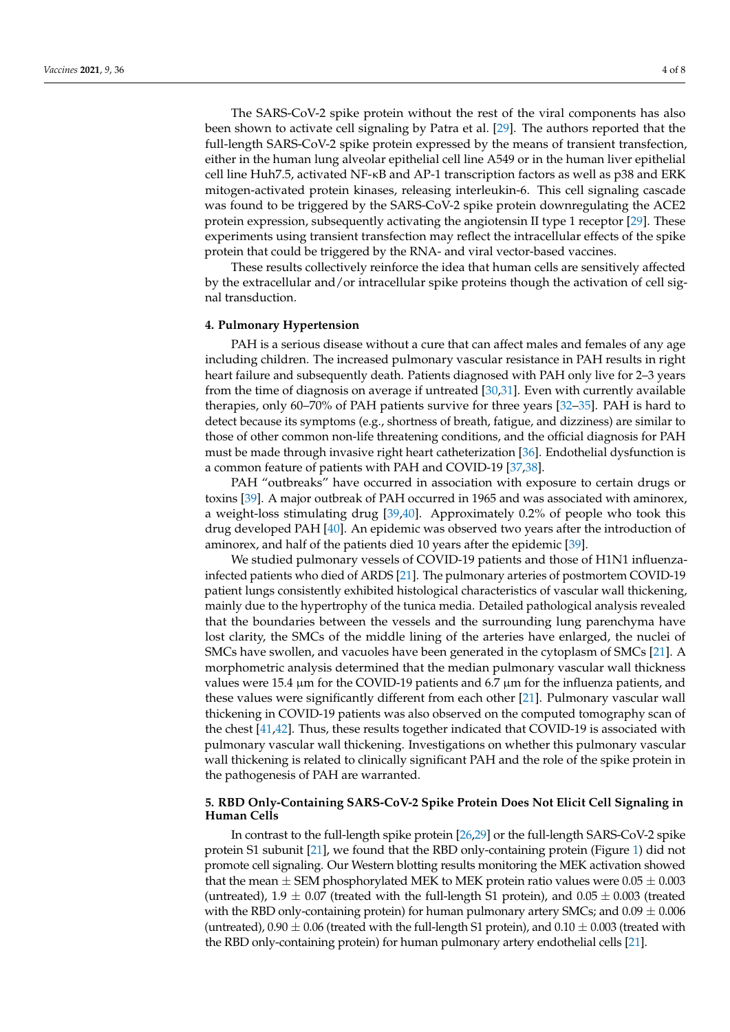The SARS-CoV-2 spike protein without the rest of the viral components has also been shown to activate cell signaling by Patra et al. [29]. The authors reported that the full-length SARS-CoV-2 spike protein expressed by the means of transient transfection, either in the human lung alveolar epithelial cell line A549 or in the human liver epithelial cell line Huh7.5, activated NF-κB and AP-1 transcription factors as well as p38 and ERK mitogen-activated protein kinases, releasing interleukin-6. This cell signaling cascade was found to be triggered by the SARS-CoV-2 spike protein downregulating the ACE2 protein expression, subsequently activating the angiotensin II type 1 receptor [29]. These experiments using transient transfection may reflect the intracellular effects of the spike protein that could be triggered by the RNA- and viral vector-based vaccines.

These results collectively reinforce the idea that human cells are sensitively affected by the extracellular and/or intracellular spike proteins though the activation of cell signal transduction.

## 4. Pulmonary Hypertension

PAH is a serious disease without a cure that can affect males and females of any age including children. The increased pulmonary vascular resistance in PAH results in right heart failure and subsequently death. Patients diagnosed with PAH only live for 2–3 years from the time of diagnosis on average if untreated [30,31]. Even with currently available therapies, only 60–70% of PAH patients survive for three years [32–35]. PAH is hard to detect because its symptoms (e.g., shortness of breath, fatigue, and dizziness) are similar to those of other common non-life threatening conditions, and the official diagnosis for PAH must be made through invasive right heart catheterization [36]. Endothelial dysfunction is a common feature of patients with PAH and COVID-19 [37,38].

PAH "outbreaks" have occurred in association with exposure to certain drugs or toxins [39]. A major outbreak of PAH occurred in 1965 and was associated with aminorex, a weight-loss stimulating drug [39,40]. Approximately 0.2% of people who took this drug developed PAH [40]. An epidemic was observed two years after the introduction of aminorex, and half of the patients died 10 years after the epidemic [39].

We studied pulmonary vessels of COVID-19 patients and those of H1N1 influenza-infected patients who died of ARDS [21]. The pulmonary arteries of postmortem COVID-19 patient lungs consistently exhibited histological characteristics of vascular wall thickening, mainly due to the hypertrophy of the tunica media. Detailed pathological analysis revealed that the boundaries between the vessels and the surrounding lung parenchyma have lost clarity, the SMCs of the middle lining of the arteries have enlarged, the nuclei of SMCs have swollen, and vacuoles have been generated in the cytoplasm of SMCs [21]. A morphometric analysis determined that the median pulmonary vascular wall thickness values were 15.4 μm for the COVID-19 patients and 6.7 μm for the influenza patients, and these values were significantly different from each other [21]. Pulmonary vascular wall thickening in COVID-19 patients was also observed on the computed tomography scan of the chest [41,42]. Thus, these results together indicated that COVID-19 is associated with pulmonary vascular wall thickening. Investigations on whether this pulmonary vascular wall thickening is related to clinically significant PAH and the role of the spike protein in the pathogenesis of PAH are warranted.

## 5. RBD Only-Containing SARS-CoV-2 Spike Protein Does Not Elicit Cell Signaling in Human Cells

In contrast to the full-length spike protein [26,29] or the full-length SARS-CoV-2 spike protein S1 subunit [21], we found that the RBD only-containing protein (Figure 1) did not promote cell signaling. Our Western blotting results monitoring the MEK activation showed that the mean ± SEM phosphorylated MEK to MEK protein ratio values were $0.05 \pm 0.003$ (untreated), $1.9 \pm 0.07$ (treated with the full-length S1 protein), and $0.05 \pm 0.003$ (treated with the RBD only-containing protein) for human pulmonary artery SMCs; and $0.09 \pm 0.006$ (untreated), $0.90 \pm 0.06$ (treated with the full-length S1 protein), and $0.10 \pm 0.003$ (treated with the RBD only-containing protein) for human pulmonary artery endothelial cells [21].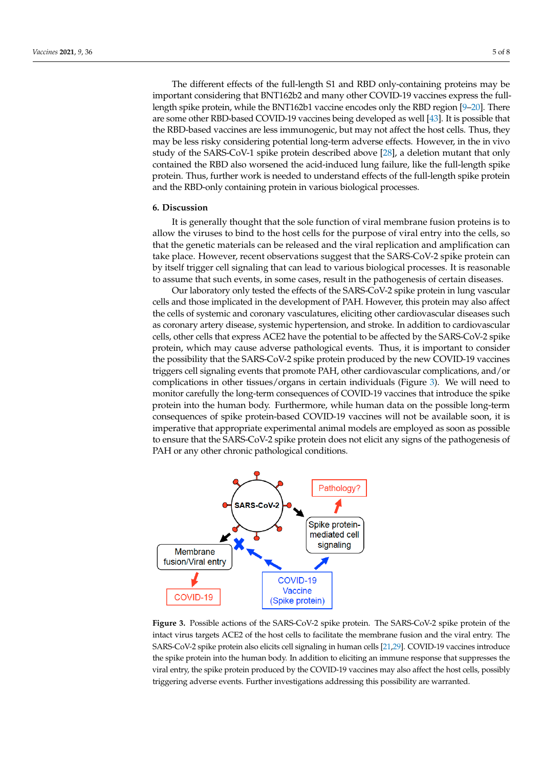The different effects of the full-length S1 and RBD only-containing proteins may be important considering that BNT162b2 and many other COVID-19 vaccines express the full-length spike protein, while the BNT162b1 vaccine encodes only the RBD region [9–20]. There are some other RBD-based COVID-19 vaccines being developed as well [43]. It is possible that the RBD-based vaccines are less immunogenic, but may not affect the host cells. Thus, they may be less risky considering potential long-term adverse effects. However, in the in vivo study of the SARS-CoV-1 spike protein described above [28], a deletion mutant that only contained the RBD also worsened the acid-induced lung failure, like the full-length spike protein. Thus, further work is needed to understand effects of the full-length spike protein and the RBD-only containing protein in various biological processes.

## 6. Discussion

It is generally thought that the sole function of viral membrane fusion proteins is to allow the viruses to bind to the host cells for the purpose of viral entry into the cells, so that the genetic materials can be released and the viral replication and amplification can take place. However, recent observations suggest that the SARS-CoV-2 spike protein can by itself trigger cell signaling that can lead to various biological processes. It is reasonable to assume that such events, in some cases, result in the pathogenesis of certain diseases.

Our laboratory only tested the effects of the SARS-CoV-2 spike protein in lung vascular cells and those implicated in the development of PAH. However, this protein may also affect the cells of systemic and coronary vasculatures, eliciting other cardiovascular diseases such as coronary artery disease, systemic hypertension, and stroke. In addition to cardiovascular cells, other cells that express ACE2 have the potential to be affected by the SARS-CoV-2 spike protein, which may cause adverse pathological events. Thus, it is important to consider the possibility that the SARS-CoV-2 spike protein produced by the new COVID-19 vaccines triggers cell signaling events that promote PAH, other cardiovascular complications, and/or complications in other tissues/organs in certain individuals (Figure 3). We will need to monitor carefully the long-term consequences of COVID-19 vaccines that introduce the spike protein into the human body. Furthermore, while human data on the possible long-term consequences of spike protein-based COVID-19 vaccines will not be available soon, it is imperative that appropriate experimental animal models are employed as soon as possible to ensure that the SARS-CoV-2 spike protein does not elicit any signs of the pathogenesis of PAH or any other chronic pathological conditions.

**Figure 3.** Possible actions of the SARS-CoV-2 spike protein. The SARS-CoV-2 spike protein of the intact virus targets ACE2 of the host cells to facilitate the membrane fusion and the viral entry. The SARS-CoV-2 spike protein also elicits cell signaling in human cells [21,29]. COVID-19 vaccines introduce the spike protein into the human body. In addition to eliciting an immune response that suppresses the viral entry, the spike protein produced by the COVID-19 vaccines may also affect the host cells, possibly triggering adverse events. Further investigations addressing this possibility are warranted.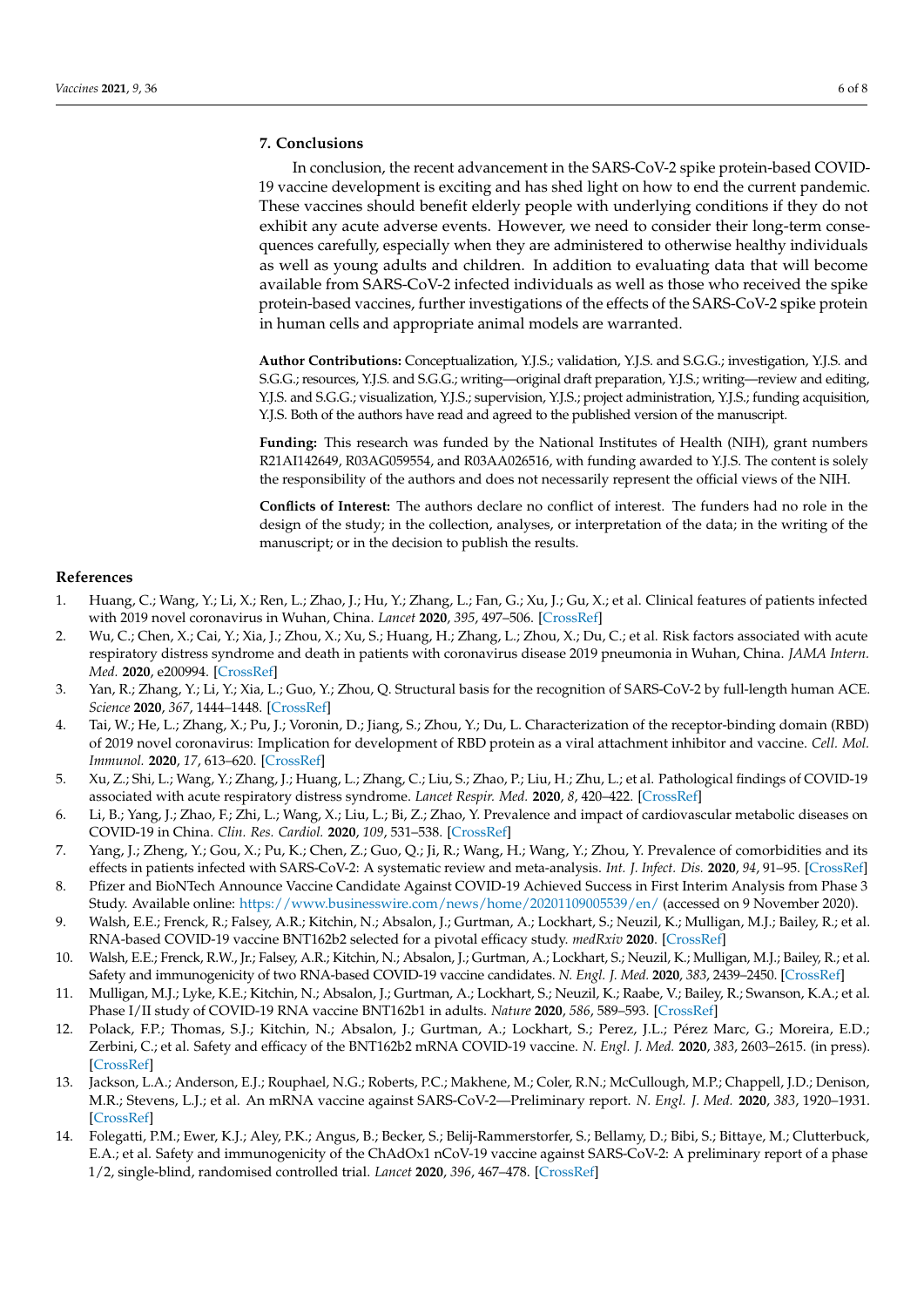## 7. Conclusions

In conclusion, the recent advancement in the SARS-CoV-2 spike protein-based COVID-19 vaccine development is exciting and has shed light on how to end the current pandemic. These vaccines should benefit elderly people with underlying conditions if they do not exhibit any acute adverse events. However, we need to consider their long-term consequences carefully, especially when they are administered to otherwise healthy individuals as well as young adults and children. In addition to evaluating data that will become available from SARS-CoV-2 infected individuals as well as those who received the spike protein-based vaccines, further investigations of the effects of the SARS-CoV-2 spike protein in human cells and appropriate animal models are warranted.

**Author Contributions:** Conceptualization, Y.J.S.; validation, Y.J.S. and S.G.G.; investigation, Y.J.S. and S.G.G.; resources, Y.J.S. and S.G.G.; writing—original draft preparation, Y.J.S.; writing—review and editing, Y.J.S. and S.G.G.; visualization, Y.J.S.; supervision, Y.J.S.; project administration, Y.J.S.; funding acquisition, Y.J.S. Both of the authors have read and agreed to the published version of the manuscript.

**Funding:** This research was funded by the National Institutes of Health (NIH), grant numbers R21AI142649, R03AG059554, and R03AA026516, with funding awarded to Y.J.S. The content is solely the responsibility of the authors and does not necessarily represent the official views of the NIH.

**Conflicts of Interest:** The authors declare no conflict of interest. The funders had no role in the design of the study; in the collection, analyses, or interpretation of the data; in the writing of the manuscript; or in the decision to publish the results.

## References

1. Huang, C.; Wang, Y.; Li, X.; Ren, L.; Zhao, J.; Hu, Y.; Zhang, L.; Fan, G.; Xu, J.; Gu, X.; et al. Clinical features of patients infected with 2019 novel coronavirus in Wuhan, China. *Lancet* **2020**, *395*, 497–506. [CrossRef]
2. Wu, C.; Chen, X.; Cai, Y.; Xia, J.; Zhou, X.; Xu, S.; Huang, H.; Zhang, L.; Zhou, X.; Du, C.; et al. Risk factors associated with acute respiratory distress syndrome and death in patients with coronavirus disease 2019 pneumonia in Wuhan, China. *JAMA Intern. Med.* **2020**, e200994. [CrossRef]
3. Yan, R.; Zhang, Y.; Li, Y.; Xia, L.; Guo, Y.; Zhou, Q. Structural basis for the recognition of SARS-CoV-2 by full-length human ACE. *Science* **2020**, *367*, 1444–1448. [CrossRef]
4. Tai, W.; He, L.; Zhang, X.; Pu, J.; Voronin, D.; Jiang, S.; Zhou, Y.; Du, L. Characterization of the receptor-binding domain (RBD) of 2019 novel coronavirus: Implication for development of RBD protein as a viral attachment inhibitor and vaccine. *Cell. Mol. Immunol.* **2020**, *17*, 613–620. [CrossRef]
5. Xu, Z.; Shi, L.; Wang, Y.; Zhang, J.; Huang, L.; Zhang, C.; Liu, S.; Zhao, P.; Liu, H.; Zhu, L.; et al. Pathological findings of COVID-19 associated with acute respiratory distress syndrome. *Lancet Respir. Med.* **2020**, *8*, 420–422. [CrossRef]
6. Li, B.; Yang, J.; Zhao, F.; Zhi, L.; Wang, X.; Liu, L.; Bi, Z.; Zhao, Y. Prevalence and impact of cardiovascular metabolic diseases on COVID-19 in China. *Clin. Res. Cardiol.* **2020**, *109*, 531–538. [CrossRef]
7. Yang, J.; Zheng, Y.; Gou, X.; Pu, K.; Chen, Z.; Guo, Q.; Ji, R.; Wang, H.; Wang, Y.; Zhou, Y. Prevalence of comorbidities and its effects in patients infected with SARS-CoV-2: A systematic review and meta-analysis. *Int. J. Infect. Dis.* **2020**, *94*, 91–95. [CrossRef]
8. Pfizer and BioNTech Announce Vaccine Candidate Against COVID-19 Achieved Success in First Interim Analysis from Phase 3 Study. Available online: https://www.businesswire.com/news/home/20201109005539/en/ (accessed on 9 November 2020).
9. Walsh, E.E.; Frenck, R.; Falsey, A.R.; Kitchin, N.; Absalon, J.; Gurtman, A.; Lockhart, S.; Neuzil, K.; Mulligan, M.J.; Bailey, R.; et al. RNA-based COVID-19 vaccine BNT162b2 selected for a pivotal efficacy study. *medRxiv* **2020**. [CrossRef]
10. Walsh, E.E.; Frenck, R.W., Jr.; Falsey, A.R.; Kitchin, N.; Absalon, J.; Gurtman, A.; Lockhart, S.; Neuzil, K.; Mulligan, M.J.; Bailey, R.; et al. Safety and immunogenicity of two RNA-based COVID-19 vaccine candidates. *N. Engl. J. Med.* **2020**, *383*, 2439–2450. [CrossRef]
11. Mulligan, M.J.; Lyke, K.E.; Kitchin, N.; Absalon, J.; Gurtman, A.; Lockhart, S.; Neuzil, K.; Raabe, V.; Bailey, R.; Swanson, K.A.; et al. Phase I/II study of COVID-19 RNA vaccine BNT162b1 in adults. *Nature* **2020**, *586*, 589–593. [CrossRef]
12. Polack, F.P.; Thomas, S.J.; Kitchin, N.; Absalon, J.; Gurtman, A.; Lockhart, S.; Perez, J.L.; Pérez Marc, G.; Moreira, E.D.; Zerbini, C.; et al. Safety and efficacy of the BNT162b2 mRNA COVID-19 vaccine. *N. Engl. J. Med.* **2020**, *383*, 2603–2615. (in press). [CrossRef]
13. Jackson, L.A.; Anderson, E.J.; Rouphael, N.G.; Roberts, P.C.; Makhene, M.; Coler, R.N.; McCullough, M.P.; Chappell, J.D.; Denison, M.R.; Stevens, L.J.; et al. An mRNA vaccine against SARS-CoV-2—Preliminary report. *N. Engl. J. Med.* **2020**, *383*, 1920–1931. [CrossRef]
14. Folegatti, P.M.; Ewer, K.J.; Aley, P.K.; Angus, B.; Becker, S.; Belij-Rammerstorfer, S.; Bellamy, D.; Bibi, S.; Bittaye, M.; Clutterbuck, E.A.; et al. Safety and immunogenicity of the ChAdOx1 nCoV-19 vaccine against SARS-CoV-2: A preliminary report of a phase 1/2, single-blind, randomised controlled trial. *Lancet* **2020**, *396*, 467–478. [CrossRef]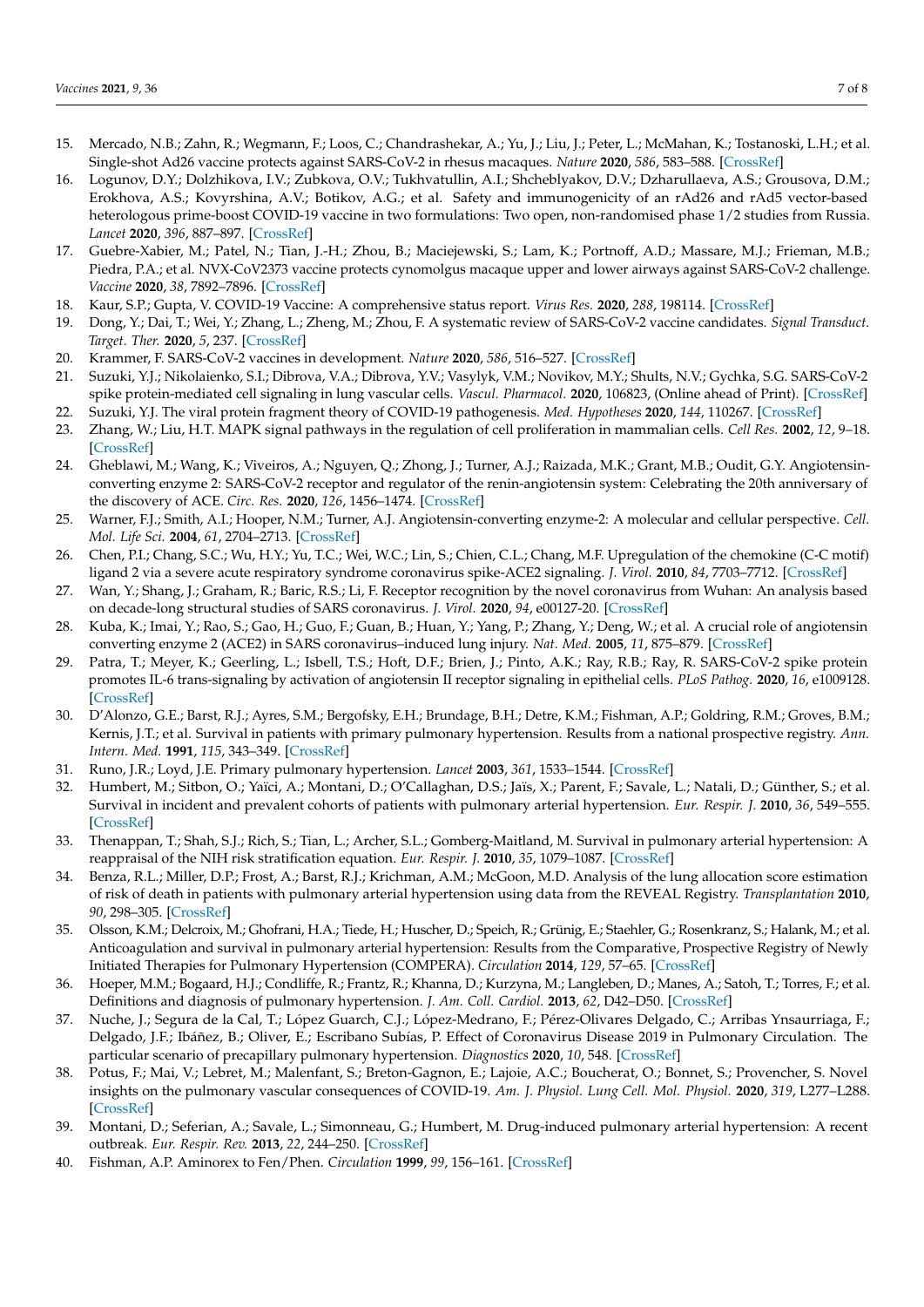15. Mercado, N.B.; Zahn, R.; Wegmann, F.; Loos, C.; Chandrashekar, A.; Yu, J.; Liu, J.; Peter, L.; McMahan, K.; Tostanoski, L.H.; et al. Single-shot Ad26 vaccine protects against SARS-CoV-2 in rhesus macaques. *Nature* **2020**, *586*, 583–588. [CrossRef]
16. Logunov, D.Y.; Dolzhikova, I.V.; Zubkova, O.V.; Tukhvatullin, A.I.; Shcheblyakov, D.V.; Dzharullaeva, A.S.; Grousova, D.M.; Erokhova, A.S.; Kovyrshina, A.V.; Botikov, A.G.; et al. Safety and immunogenicity of an rAd26 and rAd5 vector-based heterologous prime-boost COVID-19 vaccine in two formulations: Two open, non-randomised phase 1/2 studies from Russia. *Lancet* **2020**, *396*, 887–897. [CrossRef]
17. Guebre-Xabier, M.; Patel, N.; Tian, J.-H.; Zhou, B.; Maciejewski, S.; Lam, K.; Portnoff, A.D.; Massare, M.J.; Frieman, M.B.; Piedra, P.A.; et al. NVX-CoV2373 vaccine protects cynomolgus macaque upper and lower airways against SARS-CoV-2 challenge. *Vaccine* **2020**, *38*, 7892–7896. [CrossRef]
18. Kaur, S.P.; Gupta, V. COVID-19 Vaccine: A comprehensive status report. *Virus Res.* **2020**, *288*, 198114. [CrossRef]
19. Dong, Y.; Dai, T.; Wei, Y.; Zhang, L.; Zheng, M.; Zhou, F. A systematic review of SARS-CoV-2 vaccine candidates. *Signal Transduct. Target. Ther.* **2020**, *5*, 237. [CrossRef]
20. Krammer, F. SARS-CoV-2 vaccines in development. *Nature* **2020**, *586*, 516–527. [CrossRef]
21. Suzuki, Y.J.; Nikolaienko, S.I.; Dibrova, V.A.; Dibrova, Y.V.; Vasylyk, V.M.; Novikov, M.Y.; Shults, N.V.; Gychka, S.G. SARS-CoV-2 spike protein-mediated cell signaling in lung vascular cells. *Vascul. Pharmacol.* **2020**, 106823, (Online ahead of Print). [CrossRef]
22. Suzuki, Y.J. The viral protein fragment theory of COVID-19 pathogenesis. *Med. Hypotheses* **2020**, *144*, 110267. [CrossRef]
23. Zhang, W.; Liu, H.T. MAPK signal pathways in the regulation of cell proliferation in mammalian cells. *Cell Res.* **2002**, *12*, 9–18. [CrossRef]
24. Gheblawi, M.; Wang, K.; Viveiros, A.; Nguyen, Q.; Zhong, J.; Turner, A.J.; Raizada, M.K.; Grant, M.B.; Oudit, G.Y. Angiotensin-converting enzyme 2: SARS-CoV-2 receptor and regulator of the renin-angiotensin system: Celebrating the 20th anniversary of the discovery of ACE. *Circ. Res.* **2020**, *126*, 1456–1474. [CrossRef]
25. Warner, F.J.; Smith, A.I.; Hooper, N.M.; Turner, A.J. Angiotensin-converting enzyme-2: A molecular and cellular perspective. *Cell. Mol. Life Sci.* **2004**, *61*, 2704–2713. [CrossRef]
26. Chen, P.I.; Chang, S.C.; Wu, H.Y.; Yu, T.C.; Wei, W.C.; Lin, S.; Chien, C.L.; Chang, M.F. Upregulation of the chemokine (C-C motif) ligand 2 via a severe acute respiratory syndrome coronavirus spike-ACE2 signaling. *J. Virol.* **2010**, *84*, 7703–7712. [CrossRef]
27. Wan, Y.; Shang, J.; Graham, R.; Baric, R.S.; Li, F. Receptor recognition by the novel coronavirus from Wuhan: An analysis based on decade-long structural studies of SARS coronavirus. *J. Virol.* **2020**, *94*, e00127-20. [CrossRef]
28. Kuba, K.; Imai, Y.; Rao, S.; Gao, H.; Guo, F.; Guan, B.; Huan, Y.; Yang, P.; Zhang, Y.; Deng, W.; et al. A crucial role of angiotensin converting enzyme 2 (ACE2) in SARS coronavirus–induced lung injury. *Nat. Med.* **2005**, *11*, 875–879. [CrossRef]
29. Patra, T.; Meyer, K.; Geerling, L.; Isbell, T.S.; Hoft, D.F.; Brien, J.; Pinto, A.K.; Ray, R.B.; Ray, R. SARS-CoV-2 spike protein promotes IL-6 trans-signaling by activation of angiotensin II receptor signaling in epithelial cells. *PLoS Pathog.* **2020**, *16*, e1009128. [CrossRef]
30. D'Alonzo, G.E.; Barst, R.J.; Ayres, S.M.; Bergofsky, E.H.; Brundage, B.H.; Detre, K.M.; Fishman, A.P.; Goldring, R.M.; Groves, B.M.; Kernis, J.T.; et al. Survival in patients with primary pulmonary hypertension. Results from a national prospective registry. *Ann. Intern. Med.* **1991**, *115*, 343–349. [CrossRef]
31. Runo, J.R.; Loyd, J.E. Primary pulmonary hypertension. *Lancet* **2003**, *361*, 1533–1544. [CrossRef]
32. Humbert, M.; Sitbon, O.; Yaïci, A.; Montani, D.; O'Callaghan, D.S.; Jaïs, X.; Parent, F.; Savale, L.; Natali, D.; Günther, S.; et al. Survival in incident and prevalent cohorts of patients with pulmonary arterial hypertension. *Eur. Respir. J.* **2010**, *36*, 549–555. [CrossRef]
33. Thenappan, T.; Shah, S.J.; Rich, S.; Tian, L.; Archer, S.L.; Gomberg-Maitland, M. Survival in pulmonary arterial hypertension: A reappraisal of the NIH risk stratification equation. *Eur. Respir. J.* **2010**, *35*, 1079–1087. [CrossRef]
34. Benza, R.L.; Miller, D.P.; Frost, A.; Barst, R.J.; Krichman, A.M.; McGoon, M.D. Analysis of the lung allocation score estimation of risk of death in patients with pulmonary arterial hypertension using data from the REVEAL Registry. *Transplantation* **2010**, *90*, 298–305. [CrossRef]
35. Olsson, K.M.; Delcroix, M.; Ghofrani, H.A.; Tiede, H.; Huscher, D.; Speich, R.; Grünig, E.; Staehler, G.; Rosenkranz, S.; Halank, M.; et al. Anticoagulation and survival in pulmonary arterial hypertension: Results from the Comparative, Prospective Registry of Newly Initiated Therapies for Pulmonary Hypertension (COMPERA). *Circulation* **2014**, *129*, 57–65. [CrossRef]
36. Hoeper, M.M.; Bogaard, H.J.; Condliffe, R.; Frantz, R.; Khanna, D.; Kurzyna, M.; Langleben, D.; Manes, A.; Satoh, T.; Torres, F.; et al. Definitions and diagnosis of pulmonary hypertension. *J. Am. Coll. Cardiol.* **2013**, *62*, D42–D50. [CrossRef]
37. Nuche, J.; Segura de la Cal, T.; López Guarch, C.J.; López-Medrano, F.; Pérez-Olivares Delgado, C.; Arribas Ynsaurriaga, F.; Delgado, J.F.; Ibáñez, B.; Oliver, E.; Escribano Subías, P. Effect of Coronavirus Disease 2019 in Pulmonary Circulation. The particular scenario of precapillary pulmonary hypertension. *Diagnostics* **2020**, *10*, 548. [CrossRef]
38. Potus, F.; Mai, V.; Lebret, M.; Malenfant, S.; Breton-Gagnon, E.; Lajoie, A.C.; Boucherat, O.; Bonnet, S.; Provencher, S. Novel insights on the pulmonary vascular consequences of COVID-19. *Am. J. Physiol. Lung Cell. Mol. Physiol.* **2020**, *319*, L277–L288. [CrossRef]
39. Montani, D.; Seferian, A.; Savale, L.; Simonneau, G.; Humbert, M. Drug-induced pulmonary arterial hypertension: A recent outbreak. *Eur. Respir. Rev.* **2013**, *22*, 244–250. [CrossRef]
40. Fishman, A.P. Aminorex to Fen/Phen. *Circulation* **1999**, *99*, 156–161. [CrossRef]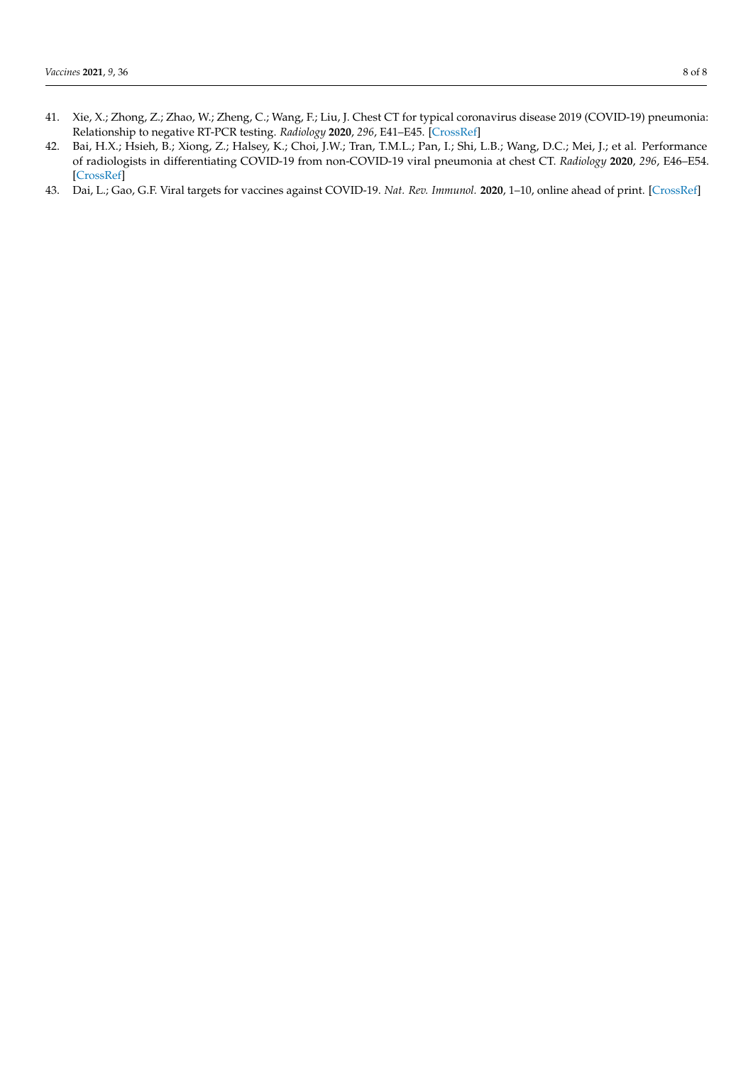41. Xie, X.; Zhong, Z.; Zhao, W.; Zheng, C.; Wang, F.; Liu, J. Chest CT for typical coronavirus disease 2019 (COVID-19) pneumonia: Relationship to negative RT-PCR testing. *Radiology* **2020**, *296*, E41–E45. [CrossRef]
42. Bai, H.X.; Hsieh, B.; Xiong, Z.; Halsey, K.; Choi, J.W.; Tran, T.M.L.; Pan, I.; Shi, L.B.; Wang, D.C.; Mei, J.; et al. Performance of radiologists in differentiating COVID-19 from non-COVID-19 viral pneumonia at chest CT. *Radiology* **2020**, *296*, E46–E54. [CrossRef]
43. Dai, L.; Gao, G.F. Viral targets for vaccines against COVID-19. *Nat. Rev. Immunol.* **2020**, 1–10, online ahead of print. [CrossRef]